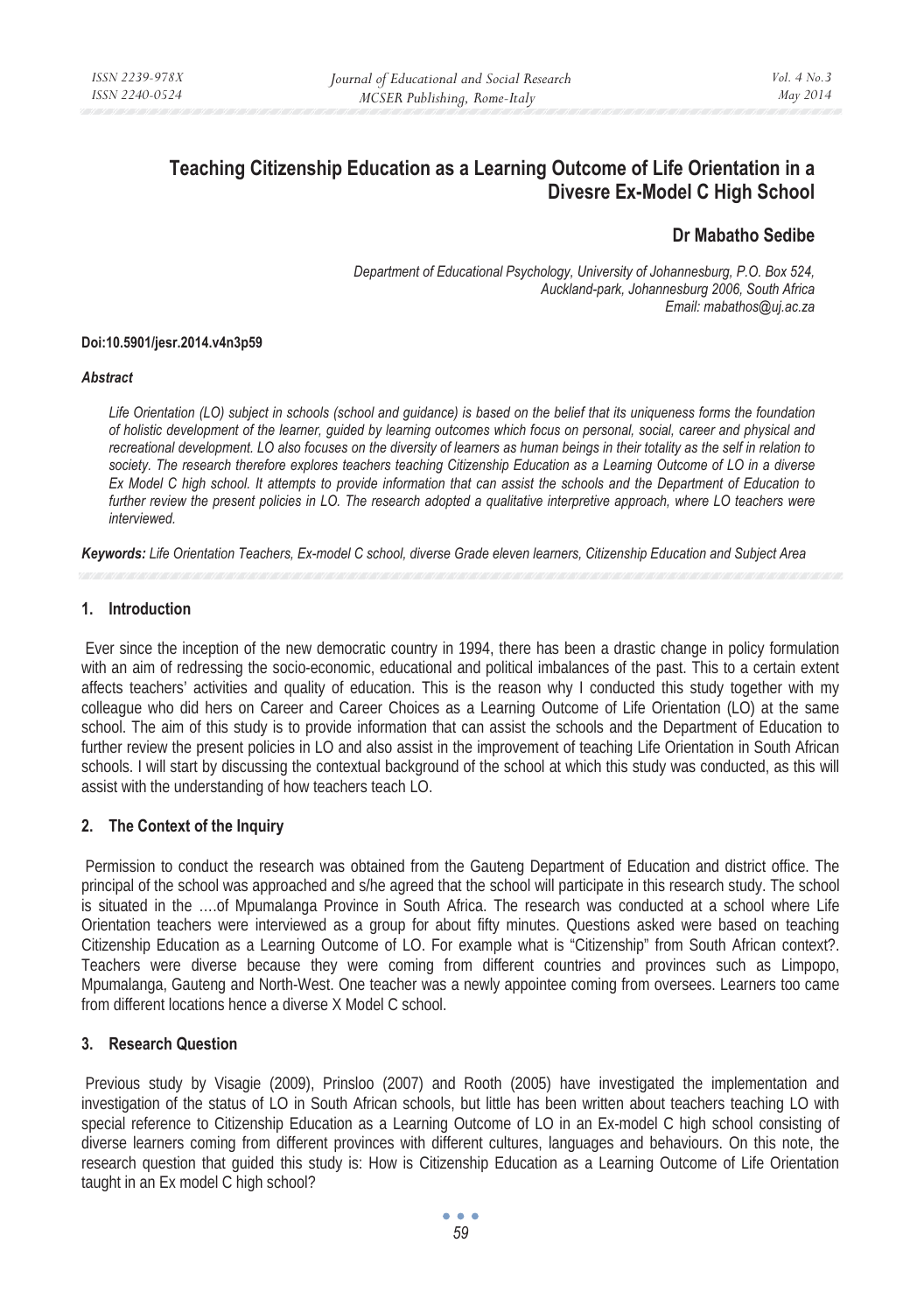# Teaching Citizenship Education as a Learning Outcome of Life Orientation in a Divesre Ex-Model C High School

## Dr Mabatho Sedibe

*Department of Educational Psychology, University of Johannesburg, P.O. Box 524, Auckland-park, Johannesburg 2006, South Africa*
*Email: mabathos@uj.ac.za*

**Doi:10.5901/jesr.2014.v4n3p59**

***Abstract***

*Life Orientation (LO) subject in schools (school and guidance) is based on the belief that its uniqueness forms the foundation of holistic development of the learner, guided by learning outcomes which focus on personal, social, career and physical and recreational development. LO also focuses on the diversity of learners as human beings in their totality as the self in relation to society. The research therefore explores teachers teaching Citizenship Education as a Learning Outcome of LO in a diverse Ex Model C high school. It attempts to provide information that can assist the schools and the Department of Education to further review the present policies in LO. The research adopted a qualitative interpretive approach, where LO teachers were interviewed.*

***Keywords:*** *Life Orientation Teachers, Ex-model C school, diverse Grade eleven learners, Citizenship Education and Subject Area*

## 1. Introduction

Ever since the inception of the new democratic country in 1994, there has been a drastic change in policy formulation with an aim of redressing the socio-economic, educational and political imbalances of the past. This to a certain extent affects teachers' activities and quality of education. This is the reason why I conducted this study together with my colleague who did hers on Career and Career Choices as a Learning Outcome of Life Orientation (LO) at the same school. The aim of this study is to provide information that can assist the schools and the Department of Education to further review the present policies in LO and also assist in the improvement of teaching Life Orientation in South African schools. I will start by discussing the contextual background of the school at which this study was conducted, as this will assist with the understanding of how teachers teach LO.

## 2. The Context of the Inquiry

Permission to conduct the research was obtained from the Gauteng Department of Education and district office. The principal of the school was approached and s/he agreed that the school will participate in this research study. The school is situated in the ….of Mpumalanga Province in South Africa. The research was conducted at a school where Life Orientation teachers were interviewed as a group for about fifty minutes. Questions asked were based on teaching Citizenship Education as a Learning Outcome of LO. For example what is "Citizenship" from South African context?. Teachers were diverse because they were coming from different countries and provinces such as Limpopo, Mpumalanga, Gauteng and North-West. One teacher was a newly appointee coming from oversees. Learners too came from different locations hence a diverse X Model C school.

## 3. Research Question

Previous study by Visagie (2009), Prinsloo (2007) and Rooth (2005) have investigated the implementation and investigation of the status of LO in South African schools, but little has been written about teachers teaching LO with special reference to Citizenship Education as a Learning Outcome of LO in an Ex-model C high school consisting of diverse learners coming from different provinces with different cultures, languages and behaviours. On this note, the research question that guided this study is: How is Citizenship Education as a Learning Outcome of Life Orientation taught in an Ex model C high school?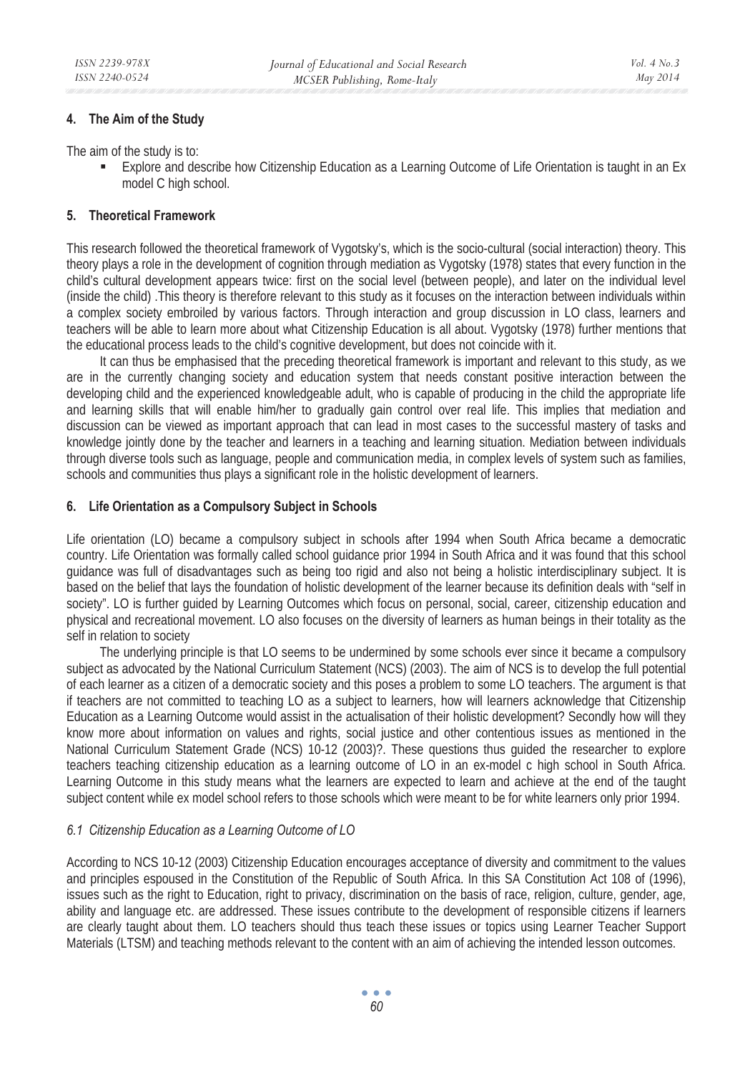## 4. The Aim of the Study

The aim of the study is to:

- Explore and describe how Citizenship Education as a Learning Outcome of Life Orientation is taught in an Ex model C high school.

## 5. Theoretical Framework

This research followed the theoretical framework of Vygotsky's, which is the socio-cultural (social interaction) theory. This theory plays a role in the development of cognition through mediation as Vygotsky (1978) states that every function in the child's cultural development appears twice: first on the social level (between people), and later on the individual level (inside the child) .This theory is therefore relevant to this study as it focuses on the interaction between individuals within a complex society embroiled by various factors. Through interaction and group discussion in LO class, learners and teachers will be able to learn more about what Citizenship Education is all about. Vygotsky (1978) further mentions that the educational process leads to the child's cognitive development, but does not coincide with it.

It can thus be emphasised that the preceding theoretical framework is important and relevant to this study, as we are in the currently changing society and education system that needs constant positive interaction between the developing child and the experienced knowledgeable adult, who is capable of producing in the child the appropriate life and learning skills that will enable him/her to gradually gain control over real life. This implies that mediation and discussion can be viewed as important approach that can lead in most cases to the successful mastery of tasks and knowledge jointly done by the teacher and learners in a teaching and learning situation. Mediation between individuals through diverse tools such as language, people and communication media, in complex levels of system such as families, schools and communities thus plays a significant role in the holistic development of learners.

## 6. Life Orientation as a Compulsory Subject in Schools

Life orientation (LO) became a compulsory subject in schools after 1994 when South Africa became a democratic country. Life Orientation was formally called school guidance prior 1994 in South Africa and it was found that this school guidance was full of disadvantages such as being too rigid and also not being a holistic interdisciplinary subject. It is based on the belief that lays the foundation of holistic development of the learner because its definition deals with "self in society". LO is further guided by Learning Outcomes which focus on personal, social, career, citizenship education and physical and recreational movement. LO also focuses on the diversity of learners as human beings in their totality as the self in relation to society

The underlying principle is that LO seems to be undermined by some schools ever since it became a compulsory subject as advocated by the National Curriculum Statement (NCS) (2003). The aim of NCS is to develop the full potential of each learner as a citizen of a democratic society and this poses a problem to some LO teachers. The argument is that if teachers are not committed to teaching LO as a subject to learners, how will learners acknowledge that Citizenship Education as a Learning Outcome would assist in the actualisation of their holistic development? Secondly how will they know more about information on values and rights, social justice and other contentious issues as mentioned in the National Curriculum Statement Grade (NCS) 10-12 (2003)?. These questions thus guided the researcher to explore teachers teaching citizenship education as a learning outcome of LO in an ex-model c high school in South Africa. Learning Outcome in this study means what the learners are expected to learn and achieve at the end of the taught subject content while ex model school refers to those schools which were meant to be for white learners only prior 1994.

### *6.1 Citizenship Education as a Learning Outcome of LO*

According to NCS 10-12 (2003) Citizenship Education encourages acceptance of diversity and commitment to the values and principles espoused in the Constitution of the Republic of South Africa. In this SA Constitution Act 108 of (1996), issues such as the right to Education, right to privacy, discrimination on the basis of race, religion, culture, gender, age, ability and language etc. are addressed. These issues contribute to the development of responsible citizens if learners are clearly taught about them. LO teachers should thus teach these issues or topics using Learner Teacher Support Materials (LTSM) and teaching methods relevant to the content with an aim of achieving the intended lesson outcomes.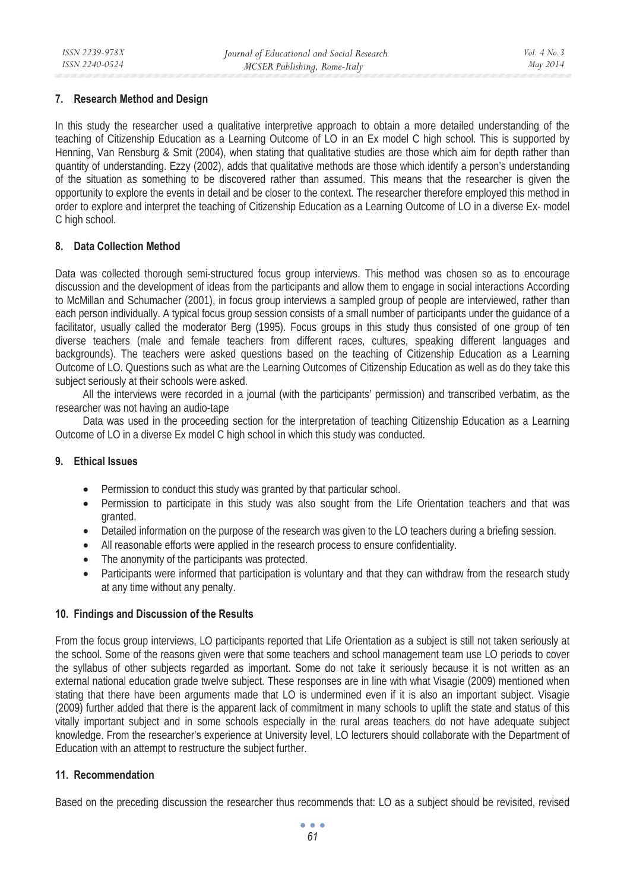## 7. Research Method and Design

In this study the researcher used a qualitative interpretive approach to obtain a more detailed understanding of the teaching of Citizenship Education as a Learning Outcome of LO in an Ex model C high school. This is supported by Henning, Van Rensburg & Smit (2004), when stating that qualitative studies are those which aim for depth rather than quantity of understanding. Ezzy (2002), adds that qualitative methods are those which identify a person's understanding of the situation as something to be discovered rather than assumed. This means that the researcher is given the opportunity to explore the events in detail and be closer to the context. The researcher therefore employed this method in order to explore and interpret the teaching of Citizenship Education as a Learning Outcome of LO in a diverse Ex- model C high school.

## 8. Data Collection Method

Data was collected thorough semi-structured focus group interviews. This method was chosen so as to encourage discussion and the development of ideas from the participants and allow them to engage in social interactions According to McMillan and Schumacher (2001), in focus group interviews a sampled group of people are interviewed, rather than each person individually. A typical focus group session consists of a small number of participants under the guidance of a facilitator, usually called the moderator Berg (1995). Focus groups in this study thus consisted of one group of ten diverse teachers (male and female teachers from different races, cultures, speaking different languages and backgrounds). The teachers were asked questions based on the teaching of Citizenship Education as a Learning Outcome of LO. Questions such as what are the Learning Outcomes of Citizenship Education as well as do they take this subject seriously at their schools were asked.

All the interviews were recorded in a journal (with the participants' permission) and transcribed verbatim, as the researcher was not having an audio-tape

Data was used in the proceeding section for the interpretation of teaching Citizenship Education as a Learning Outcome of LO in a diverse Ex model C high school in which this study was conducted.

## 9. Ethical Issues

- Permission to conduct this study was granted by that particular school.
- Permission to participate in this study was also sought from the Life Orientation teachers and that was granted.
- Detailed information on the purpose of the research was given to the LO teachers during a briefing session.
- All reasonable efforts were applied in the research process to ensure confidentiality.
- The anonymity of the participants was protected.
- Participants were informed that participation is voluntary and that they can withdraw from the research study at any time without any penalty.

## 10. Findings and Discussion of the Results

From the focus group interviews, LO participants reported that Life Orientation as a subject is still not taken seriously at the school. Some of the reasons given were that some teachers and school management team use LO periods to cover the syllabus of other subjects regarded as important. Some do not take it seriously because it is not written as an external national education grade twelve subject. These responses are in line with what Visagie (2009) mentioned when stating that there have been arguments made that LO is undermined even if it is also an important subject. Visagie (2009) further added that there is the apparent lack of commitment in many schools to uplift the state and status of this vitally important subject and in some schools especially in the rural areas teachers do not have adequate subject knowledge. From the researcher's experience at University level, LO lecturers should collaborate with the Department of Education with an attempt to restructure the subject further.

## 11. Recommendation

Based on the preceding discussion the researcher thus recommends that: LO as a subject should be revisited, revised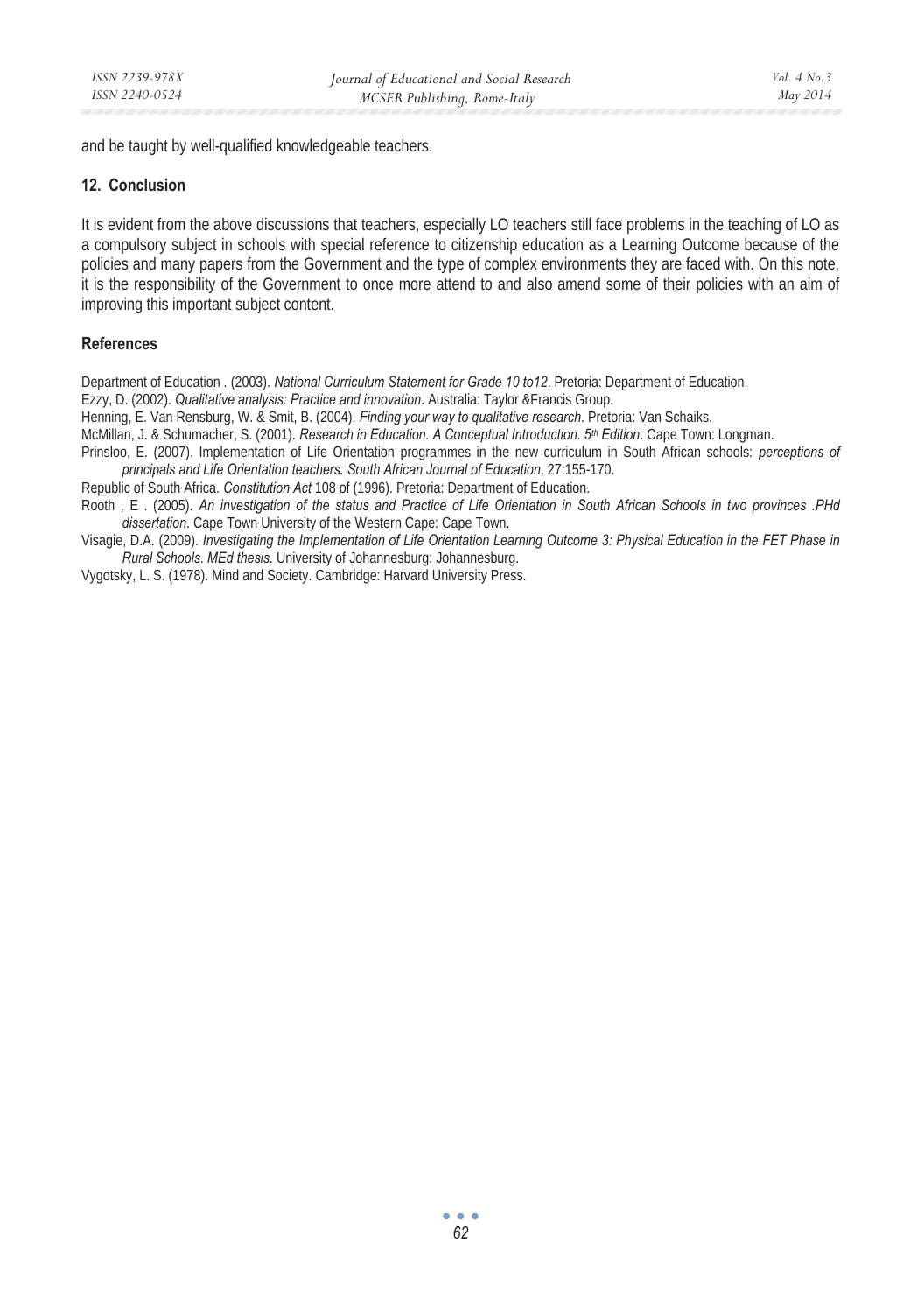and be taught by well-qualified knowledgeable teachers.

## 12. Conclusion

It is evident from the above discussions that teachers, especially LO teachers still face problems in the teaching of LO as a compulsory subject in schools with special reference to citizenship education as a Learning Outcome because of the policies and many papers from the Government and the type of complex environments they are faced with. On this note, it is the responsibility of the Government to once more attend to and also amend some of their policies with an aim of improving this important subject content.

## References

Department of Education . (2003). *National Curriculum Statement for Grade 10 to12*. Pretoria: Department of Education.

Ezzy, D. (2002). *Qualitative analysis: Practice and innovation*. Australia: Taylor &Francis Group.

Henning, E. Van Rensburg, W. & Smit, B. (2004). *Finding your way to qualitative research*. Pretoria: Van Schaiks.

McMillan, J. & Schumacher, S. (2001). *Research in Education. A Conceptual Introduction. 5th Edition*. Cape Town: Longman.

Prinsloo, E. (2007). Implementation of Life Orientation programmes in the new curriculum in South African schools: *perceptions of principals and Life Orientation teachers. South African Journal of Education*, 27:155-170.

Republic of South Africa. *Constitution Act* 108 of (1996). Pretoria: Department of Education.

Rooth , E . (2005). *An investigation of the status and Practice of Life Orientation in South African Schools in two provinces .PHd dissertation*. Cape Town University of the Western Cape: Cape Town.

Visagie, D.A. (2009). *Investigating the Implementation of Life Orientation Learning Outcome 3: Physical Education in the FET Phase in Rural Schools. MEd thesis.* University of Johannesburg: Johannesburg.

Vygotsky, L. S. (1978). Mind and Society. Cambridge: Harvard University Press.